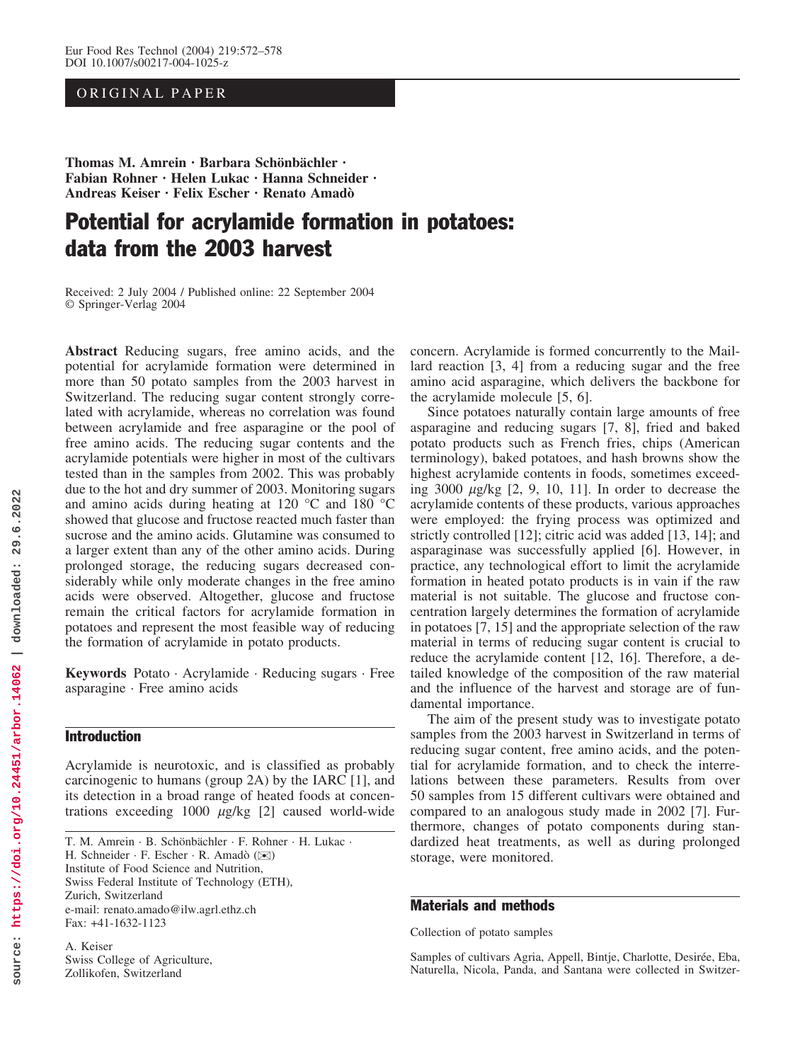ORIGINAL PAPER

**Thomas M. Amrein · Barbara Schönbächler · Fabian Rohner · Helen Lukac · Hanna Schneider · Andreas Keiser · Felix Escher · Renato Amadò**

# Potential for acrylamide formation in potatoes: data from the 2003 harvest

Received: 2 July 2004 / Published online: 22 September 2004
© Springer-Verlag 2004

**Abstract** Reducing sugars, free amino acids, and the potential for acrylamide formation were determined in more than 50 potato samples from the 2003 harvest in Switzerland. The reducing sugar content strongly correlated with acrylamide, whereas no correlation was found between acrylamide and free asparagine or the pool of free amino acids. The reducing sugar contents and the acrylamide potentials were higher in most of the cultivars tested than in the samples from 2002. This was probably due to the hot and dry summer of 2003. Monitoring sugars and amino acids during heating at 120 °C and 180 °C showed that glucose and fructose reacted much faster than sucrose and the amino acids. Glutamine was consumed to a larger extent than any of the other amino acids. During prolonged storage, the reducing sugars decreased considerably while only moderate changes in the free amino acids were observed. Altogether, glucose and fructose remain the critical factors for acrylamide formation in potatoes and represent the most feasible way of reducing the formation of acrylamide in potato products.

**Keywords** Potato · Acrylamide · Reducing sugars · Free asparagine · Free amino acids

## Introduction

Acrylamide is neurotoxic, and is classified as probably carcinogenic to humans (group 2A) by the IARC [1], and its detection in a broad range of heated foods at concentrations exceeding 1000 $\mu$g/kg [2] caused world-wide concern. Acrylamide is formed concurrently to the Maillard reaction [3, 4] from a reducing sugar and the free amino acid asparagine, which delivers the backbone for the acrylamide molecule [5, 6].

Since potatoes naturally contain large amounts of free asparagine and reducing sugars [7, 8], fried and baked potato products such as French fries, chips (American terminology), baked potatoes, and hash browns show the highest acrylamide contents in foods, sometimes exceeding 3000 $\mu$g/kg [2, 9, 10, 11]. In order to decrease the acrylamide contents of these products, various approaches were employed: the frying process was optimized and strictly controlled [12]; citric acid was added [13, 14]; and asparaginase was successfully applied [6]. However, in practice, any technological effort to limit the acrylamide formation in heated potato products is in vain if the raw material is not suitable. The glucose and fructose concentration largely determines the formation of acrylamide in potatoes [7, 15] and the appropriate selection of the raw material in terms of reducing sugar content is crucial to reduce the acrylamide content [12, 16]. Therefore, a detailed knowledge of the composition of the raw material and the influence of the harvest and storage are of fundamental importance.

The aim of the present study was to investigate potato samples from the 2003 harvest in Switzerland in terms of reducing sugar content, free amino acids, and the potential for acrylamide formation, and to check the interrelations between these parameters. Results from over 50 samples from 15 different cultivars were obtained and compared to an analogous study made in 2002 [7]. Furthermore, changes of potato components during standardized heat treatments, as well as during prolonged storage, were monitored.

T. M. Amrein · B. Schönbächler · F. Rohner · H. Lukac · H. Schneider · F. Escher · R. Amadò (✉)
Institute of Food Science and Nutrition,
Swiss Federal Institute of Technology (ETH),
Zurich, Switzerland
e-mail: renato.amado@ilw.agrl.ethz.ch
Fax: +41-1632-1123

A. Keiser
Swiss College of Agriculture,
Zollikofen, Switzerland

## Materials and methods

### Collection of potato samples

Samples of cultivars Agria, Appell, Bintje, Charlotte, Desirée, Eba, Naturella, Nicola, Panda, and Santana were collected in Switzer-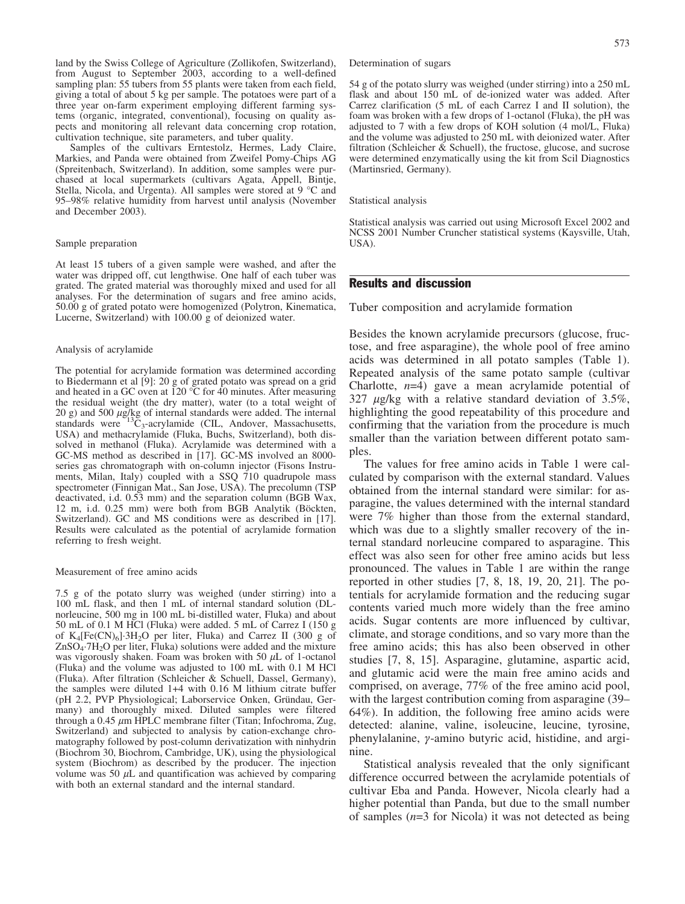land by the Swiss College of Agriculture (Zollikofen, Switzerland), from August to September 2003, according to a well-defined sampling plan: 55 tubers from 55 plants were taken from each field, giving a total of about 5 kg per sample. The potatoes were part of a three year on-farm experiment employing different farming systems (organic, integrated, conventional), focusing on quality aspects and monitoring all relevant data concerning crop rotation, cultivation technique, site parameters, and tuber quality.

Samples of the cultivars Erntestolz, Hermes, Lady Claire, Markies, and Panda were obtained from Zweifel Pomy-Chips AG (Spreitenbach, Switzerland). In addition, some samples were purchased at local supermarkets (cultivars Agata, Appell, Bintje, Stella, Nicola, and Urgenta). All samples were stored at 9 °C and 95–98% relative humidity from harvest until analysis (November and December 2003).

### Sample preparation

At least 15 tubers of a given sample were washed, and after the water was dripped off, cut lengthwise. One half of each tuber was grated. The grated material was thoroughly mixed and used for all analyses. For the determination of sugars and free amino acids, 50.00 g of grated potato were homogenized (Polytron, Kinematica, Lucerne, Switzerland) with 100.00 g of deionized water.

### Analysis of acrylamide

The potential for acrylamide formation was determined according to Biedermann et al [9]: 20 g of grated potato was spread on a grid and heated in a GC oven at 120 °C for 40 minutes. After measuring the residual weight (the dry matter), water (to a total weight of 20 g) and 500 μg/kg of internal standards were added. The internal standards were $^{13}C_3$-acrylamide (CIL, Andover, Massachusetts, USA) and methacrylamide (Fluka, Buchs, Switzerland), both dissolved in methanol (Fluka). Acrylamide was determined with a GC-MS method as described in [17]. GC-MS involved an 8000-series gas chromatograph with on-column injector (Fisons Instruments, Milan, Italy) coupled with a SSQ 710 quadrupole mass spectrometer (Finnigan Mat., San Jose, USA). The precolumn (TSP deactivated, i.d. 0.53 mm) and the separation column (BGB Wax, 12 m, i.d. 0.25 mm) were both from BGB Analytik (Böckten, Switzerland). GC and MS conditions were as described in [17]. Results were calculated as the potential of acrylamide formation referring to fresh weight.

### Measurement of free amino acids

7.5 g of the potato slurry was weighed (under stirring) into a 100 mL flask, and then 1 mL of internal standard solution (DL-norleucine, 500 mg in 100 mL bi-distilled water, Fluka) and about 50 mL of 0.1 M HCl (Fluka) were added. 5 mL of Carrez I (150 g of $K_4[Fe(CN)_6]\cdot 3H_2O$ per liter, Fluka) and Carrez II (300 g of $ZnSO_4\cdot 7H_2O$ per liter, Fluka) solutions were added and the mixture was vigorously shaken. Foam was broken with 50 μL of 1-octanol (Fluka) and the volume was adjusted to 100 mL with 0.1 M HCl (Fluka). After filtration (Schleicher & Schuell, Dassel, Germany), the samples were diluted 1+4 with 0.16 M lithium citrate buffer (pH 2.2, PVP Physiological; Laborservice Onken, Gründau, Germany) and thoroughly mixed. Diluted samples were filtered through a 0.45 μm HPLC membrane filter (Titan; Infochroma, Zug, Switzerland) and subjected to analysis by cation-exchange chromatography followed by post-column derivatization with ninhydrin (Biochrom 30, Biochrom, Cambridge, UK), using the physiological system (Biochrom) as described by the producer. The injection volume was 50 μL and quantification was achieved by comparing with both an external standard and the internal standard.

### Determination of sugars

54 g of the potato slurry was weighed (under stirring) into a 250 mL flask and about 150 mL of de-ionized water was added. After Carrez clarification (5 mL of each Carrez I and II solution), the foam was broken with a few drops of 1-octanol (Fluka), the pH was adjusted to 7 with a few drops of KOH solution (4 mol/L, Fluka) and the volume was adjusted to 250 mL with deionized water. After filtration (Schleicher & Schuell), the fructose, glucose, and sucrose were determined enzymatically using the kit from Scil Diagnostics (Martinsried, Germany).

### Statistical analysis

Statistical analysis was carried out using Microsoft Excel 2002 and NCSS 2001 Number Cruncher statistical systems (Kaysville, Utah, USA).

## Results and discussion

### Tuber composition and acrylamide formation

Besides the known acrylamide precursors (glucose, fructose, and free asparagine), the whole pool of free amino acids was determined in all potato samples (Table 1). Repeated analysis of the same potato sample (cultivar Charlotte, $n$=4) gave a mean acrylamide potential of 327 μg/kg with a relative standard deviation of 3.5%, highlighting the good repeatability of this procedure and confirming that the variation from the procedure is much smaller than the variation between different potato samples.

The values for free amino acids in Table 1 were calculated by comparison with the external standard. Values obtained from the internal standard were similar: for asparagine, the values determined with the internal standard were 7% higher than those from the external standard, which was due to a slightly smaller recovery of the internal standard norleucine compared to asparagine. This effect was also seen for other free amino acids but less pronounced. The values in Table 1 are within the range reported in other studies [7, 8, 18, 19, 20, 21]. The potentials for acrylamide formation and the reducing sugar contents varied much more widely than the free amino acids. Sugar contents are more influenced by cultivar, climate, and storage conditions, and so vary more than the free amino acids; this has also been observed in other studies [7, 8, 15]. Asparagine, glutamine, aspartic acid, and glutamic acid were the main free amino acids and comprised, on average, 77% of the free amino acid pool, with the largest contribution coming from asparagine (39–64%). In addition, the following free amino acids were detected: alanine, valine, isoleucine, leucine, tyrosine, phenylalanine, γ-amino butyric acid, histidine, and arginine.

Statistical analysis revealed that the only significant difference occurred between the acrylamide potentials of cultivar Eba and Panda. However, Nicola clearly had a higher potential than Panda, but due to the small number of samples ($n$=3 for Nicola) it was not detected as being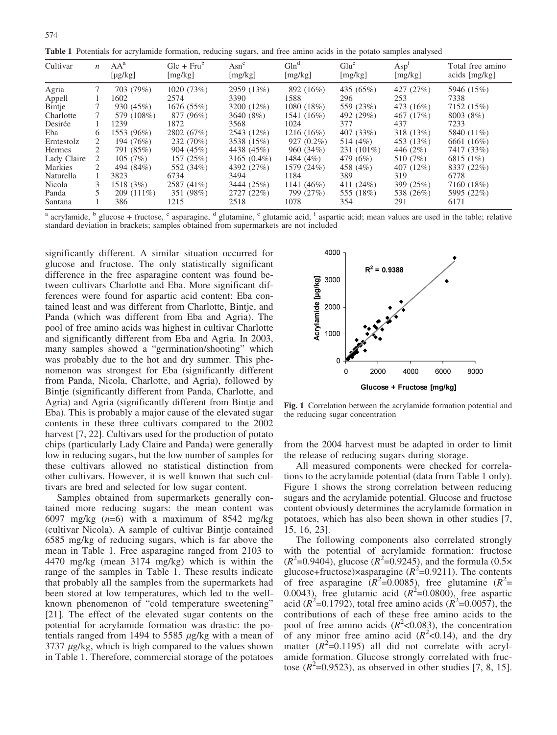**Table 1** Potentials for acrylamide formation, reducing sugars, and free amino acids in the potato samples analysed

| Cultivar | $n$ | AA[a] [μg/kg] | Glc + Fru[b] [mg/kg] | Asn[c] [mg/kg] | Gln[d] [mg/kg] | Glu[e] [mg/kg] | Asp[f] [mg/kg] | Total free amino acids [mg/kg] |
|---|---|---|---|---|---|---|---|---|
| Agria | 7 | 703 (79%) | 1020 (73%) | 2959 (13%) | 892 (16%) | 435 (65%) | 427 (27%) | 5946 (15%) |
| Appell | 1 | 1602 | 2574 | 3390 | 1588 | 296 | 253 | 7338 |
| Bintje | 7 | 930 (45%) | 1676 (55%) | 3200 (12%) | 1080 (18%) | 559 (23%) | 473 (16%) | 7152 (15%) |
| Charlotte | 7 | 579 (108%) | 877 (96%) | 3640 (8%) | 1541 (16%) | 492 (29%) | 467 (17%) | 8003 (8%) |
| Desirée | 1 | 1239 | 1872 | 3568 | 1024 | 377 | 437 | 7233 |
| Eba | 6 | 1553 (96%) | 2802 (67%) | 2543 (12%) | 1216 (16%) | 407 (33%) | 318 (13%) | 5840 (11%) |
| Erntestolz | 2 | 194 (76%) | 232 (70%) | 3538 (15%) | 927 (0.2%) | 514 (4%) | 453 (13%) | 6661 (16%) |
| Hermes | 2 | 791 (85%) | 904 (45%) | 4438 (45%) | 960 (34%) | 231 (101%) | 446 (2%) | 7417 (33%) |
| Lady Claire | 2 | 105 (7%) | 157 (25%) | 3165 (0.4%) | 1484 (4%) | 479 (6%) | 510 (7%) | 6815 (1%) |
| Markies | 2 | 494 (84%) | 552 (34%) | 4392 (27%) | 1579 (24%) | 458 (4%) | 407 (12%) | 8337 (22%) |
| Naturella | 1 | 3823 | 6734 | 3494 | 1184 | 389 | 319 | 6778 |
| Nicola | 3 | 1518 (3%) | 2587 (41%) | 3444 (25%) | 1141 (46%) | 411 (24%) | 399 (25%) | 7160 (18%) |
| Panda | 5 | 209 (111%) | 351 (98%) | 2727 (22%) | 799 (27%) | 555 (18%) | 538 (26%) | 5995 (22%) |
| Santana | 1 | 386 | 1215 | 2518 | 1078 | 354 | 291 | 6171 |

[a] acrylamide, [b] glucose + fructose, [c] asparagine, [d] glutamine, [e] glutamic acid, [f] aspartic acid; mean values are used in the table; relative standard deviation in brackets; samples obtained from supermarkets are not included

significantly different. A similar situation occurred for glucose and fructose. The only statistically significant difference in the free asparagine content was found between cultivars Charlotte and Eba. More significant differences were found for aspartic acid content: Eba contained least and was different from Charlotte, Bintje, and Panda (which was different from Eba and Agria). The pool of free amino acids was highest in cultivar Charlotte and significantly different from Eba and Agria. In 2003, many samples showed a "germination/shooting" which was probably due to the hot and dry summer. This phenomenon was strongest for Eba (significantly different from Panda, Nicola, Charlotte, and Agria), followed by Bintje (significantly different from Panda, Charlotte, and Agria) and Agria (significantly different from Bintje and Eba). This is probably a major cause of the elevated sugar contents in these three cultivars compared to the 2002 harvest [7, 22]. Cultivars used for the production of potato chips (particularly Lady Claire and Panda) were generally low in reducing sugars, but the low number of samples for these cultivars allowed no statistical distinction from other cultivars. However, it is well known that such cultivars are bred and selected for low sugar content.

Samples obtained from supermarkets generally contained more reducing sugars: the mean content was 6097 mg/kg ($n$=6) with a maximum of 8542 mg/kg (cultivar Nicola). A sample of cultivar Bintje contained 6585 mg/kg of reducing sugars, which is far above the mean in Table 1. Free asparagine ranged from 2103 to 4470 mg/kg (mean 3174 mg/kg) which is within the range of the samples in Table 1. These results indicate that probably all the samples from the supermarkets had been stored at low temperatures, which led to the well-known phenomenon of "cold temperature sweetening" [21]. The effect of the elevated sugar contents on the potential for acrylamide formation was drastic: the potentials ranged from 1494 to 5585 μg/kg with a mean of 3737 μg/kg, which is high compared to the values shown in Table 1. Therefore, commercial storage of the potatoes from the 2004 harvest must be adapted in order to limit the release of reducing sugars during storage.

**Fig. 1** Correlation between the acrylamide formation potential and the reducing sugar concentration

All measured components were checked for correlations to the acrylamide potential (data from Table 1 only). Figure 1 shows the strong correlation between reducing sugars and the acrylamide potential. Glucose and fructose content obviously determines the acrylamide formation in potatoes, which has also been shown in other studies [7, 15, 16, 23].

The following components also correlated strongly with the potential of acrylamide formation: fructose ($R^2$=0.9404), glucose ($R^2$=0.9245), and the formula (0.5× glucose+fructose)×asparagine ($R^2$=0.9211). The contents of free asparagine ($R^2$=0.0085), free glutamine ($R^2$= 0.0043), free glutamic acid ($R^2$=0.0800), free aspartic acid ($R^2$=0.1792), total free amino acids ($R^2$=0.0057), the contributions of each of these free amino acids to the pool of free amino acids ($R^2$<0.083), the concentration of any minor free amino acid ($R^2$<0.14), and the dry matter ($R^2$=0.1195) all did not correlate with acrylamide formation. Glucose strongly correlated with fructose ($R^2$=0.9523), as observed in other studies [7, 8, 15].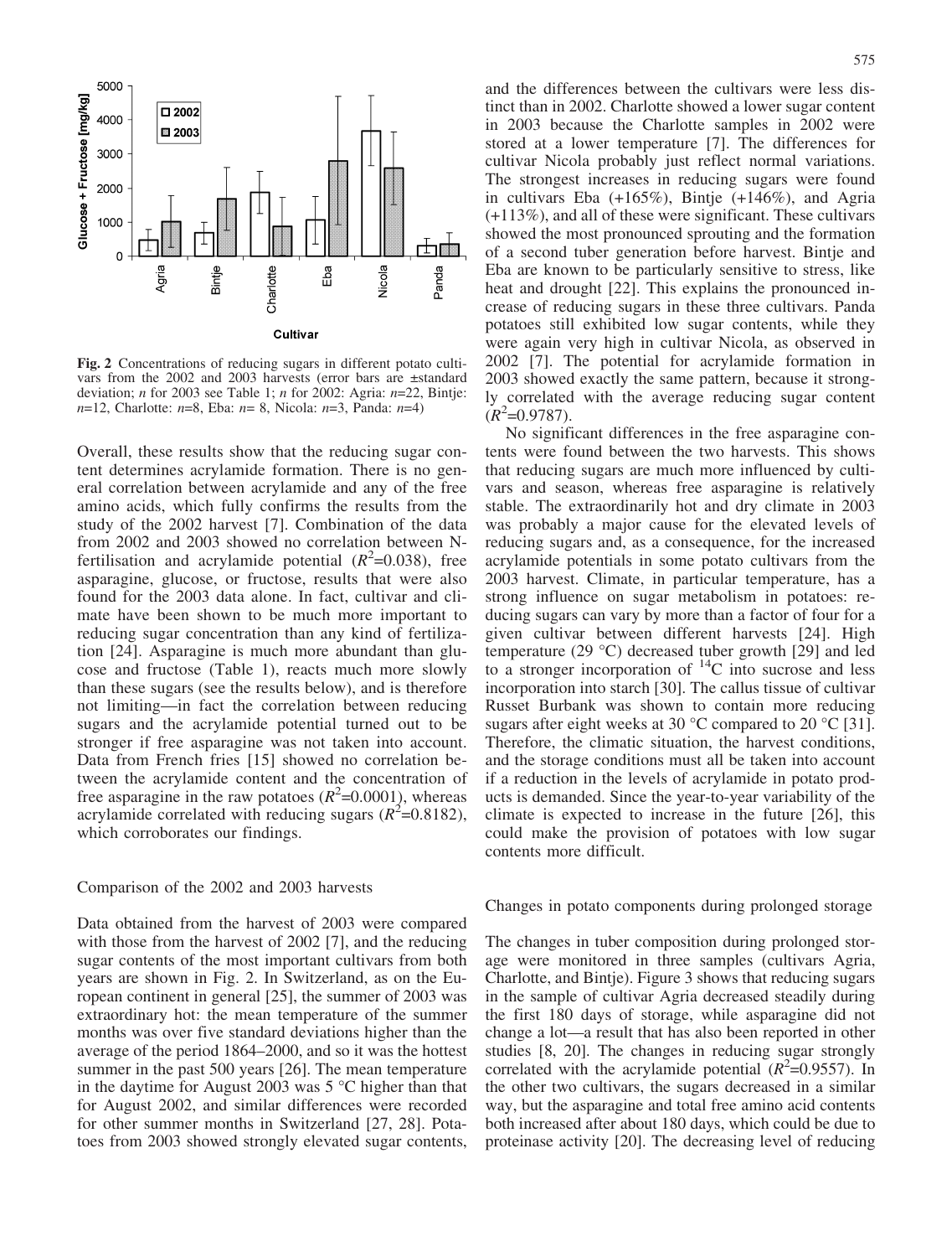**Fig. 2** Concentrations of reducing sugars in different potato cultivars from the 2002 and 2003 harvests (error bars are ±standard deviation; *n* for 2003 see Table 1; *n* for 2002: Agria: *n*=22, Bintje: *n*=12, Charlotte: *n*=8, Eba: *n*= 8, Nicola: *n*=3, Panda: *n*=4)

Overall, these results show that the reducing sugar content determines acrylamide formation. There is no general correlation between acrylamide and any of the free amino acids, which fully confirms the results from the study of the 2002 harvest [7]. Combination of the data from 2002 and 2003 showed no correlation between N-fertilisation and acrylamide potential ($R^2$=0.038), free asparagine, glucose, or fructose, results that were also found for the 2003 data alone. In fact, cultivar and climate have been shown to be much more important to reducing sugar concentration than any kind of fertilization [24]. Asparagine is much more abundant than glucose and fructose (Table 1), reacts much more slowly than these sugars (see the results below), and is therefore not limiting—in fact the correlation between reducing sugars and the acrylamide potential turned out to be stronger if free asparagine was not taken into account. Data from French fries [15] showed no correlation between the acrylamide content and the concentration of free asparagine in the raw potatoes ($R^2$=0.0001), whereas acrylamide correlated with reducing sugars ($R^2$=0.8182), which corroborates our findings.

## Comparison of the 2002 and 2003 harvests

Data obtained from the harvest of 2003 were compared with those from the harvest of 2002 [7], and the reducing sugar contents of the most important cultivars from both years are shown in Fig. 2. In Switzerland, as on the European continent in general [25], the summer of 2003 was extraordinary hot: the mean temperature of the summer months was over five standard deviations higher than the average of the period 1864–2000, and so it was the hottest summer in the past 500 years [26]. The mean temperature in the daytime for August 2003 was 5 °C higher than that for August 2002, and similar differences were recorded for other summer months in Switzerland [27, 28]. Potatoes from 2003 showed strongly elevated sugar contents, and the differences between the cultivars were less distinct than in 2002. Charlotte showed a lower sugar content in 2003 because the Charlotte samples in 2002 were stored at a lower temperature [7]. The differences for cultivar Nicola probably just reflect normal variations. The strongest increases in reducing sugars were found in cultivars Eba (+165%), Bintje (+146%), and Agria (+113%), and all of these were significant. These cultivars showed the most pronounced sprouting and the formation of a second tuber generation before harvest. Bintje and Eba are known to be particularly sensitive to stress, like heat and drought [22]. This explains the pronounced increase of reducing sugars in these three cultivars. Panda potatoes still exhibited low sugar contents, while they were again very high in cultivar Nicola, as observed in 2002 [7]. The potential for acrylamide formation in 2003 showed exactly the same pattern, because it strongly correlated with the average reducing sugar content ($R^2$=0.9787).

No significant differences in the free asparagine contents were found between the two harvests. This shows that reducing sugars are much more influenced by cultivars and season, whereas free asparagine is relatively stable. The extraordinarily hot and dry climate in 2003 was probably a major cause for the elevated levels of reducing sugars and, as a consequence, for the increased acrylamide potentials in some potato cultivars from the 2003 harvest. Climate, in particular temperature, has a strong influence on sugar metabolism in potatoes: reducing sugars can vary by more than a factor of four for a given cultivar between different harvests [24]. High temperature (29 °C) decreased tuber growth [29] and led to a stronger incorporation of $^{14}C$ into sucrose and less incorporation into starch [30]. The callus tissue of cultivar Russet Burbank was shown to contain more reducing sugars after eight weeks at 30 °C compared to 20 °C [31]. Therefore, the climatic situation, the harvest conditions, and the storage conditions must all be taken into account if a reduction in the levels of acrylamide in potato products is demanded. Since the year-to-year variability of the climate is expected to increase in the future [26], this could make the provision of potatoes with low sugar contents more difficult.

## Changes in potato components during prolonged storage

The changes in tuber composition during prolonged storage were monitored in three samples (cultivars Agria, Charlotte, and Bintje). Figure 3 shows that reducing sugars in the sample of cultivar Agria decreased steadily during the first 180 days of storage, while asparagine did not change a lot—a result that has also been reported in other studies [8, 20]. The changes in reducing sugar strongly correlated with the acrylamide potential ($R^2$=0.9557). In the other two cultivars, the sugars decreased in a similar way, but the asparagine and total free amino acid contents both increased after about 180 days, which could be due to proteinase activity [20]. The decreasing level of reducing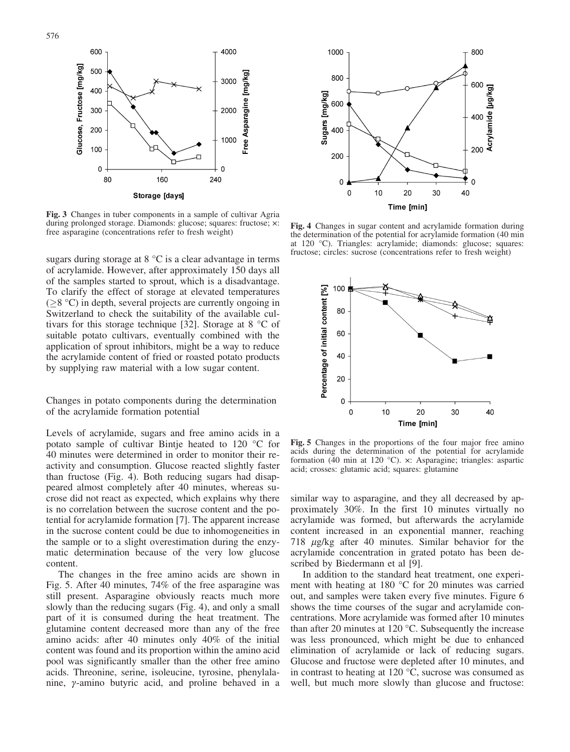Fig. 3 Changes in tuber components in a sample of cultivar Agria during prolonged storage. Diamonds: glucose; squares: fructose; ×: free asparagine (concentrations refer to fresh weight)

Fig. 4 Changes in sugar content and acrylamide formation during the determination of the potential for acrylamide formation (40 min at 120 °C). Triangles: acrylamide; diamonds: glucose; squares: fructose; circles: sucrose (concentrations refer to fresh weight)

Fig. 5 Changes in the proportions of the four major free amino acids during the determination of the potential for acrylamide formation (40 min at 120 °C). ×: Asparagine; triangles: aspartic acid; crosses: glutamic acid; squares: glutamine

sugars during storage at 8 °C is a clear advantage in terms of acrylamide. However, after approximately 150 days all of the samples started to sprout, which is a disadvantage. To clarify the effect of storage at elevated temperatures (≥8 °C) in depth, several projects are currently ongoing in Switzerland to check the suitability of the available cultivars for this storage technique [32]. Storage at 8 °C of suitable potato cultivars, eventually combined with the application of sprout inhibitors, might be a way to reduce the acrylamide content of fried or roasted potato products by supplying raw material with a low sugar content.

## Changes in potato components during the determination of the acrylamide formation potential

Levels of acrylamide, sugars and free amino acids in a potato sample of cultivar Bintje heated to 120 °C for 40 minutes were determined in order to monitor their reactivity and consumption. Glucose reacted slightly faster than fructose (Fig. 4). Both reducing sugars had disappeared almost completely after 40 minutes, whereas sucrose did not react as expected, which explains why there is no correlation between the sucrose content and the potential for acrylamide formation [7]. The apparent increase in the sucrose content could be due to inhomogeneities in the sample or to a slight overestimation during the enzymatic determination because of the very low glucose content.

The changes in the free amino acids are shown in Fig. 5. After 40 minutes, 74% of the free asparagine was still present. Asparagine obviously reacts much more slowly than the reducing sugars (Fig. 4), and only a small part of it is consumed during the heat treatment. The glutamine content decreased more than any of the free amino acids: after 40 minutes only 40% of the initial content was found and its proportion within the amino acid pool was significantly smaller than the other free amino acids. Threonine, serine, isoleucine, tyrosine, phenylalanine, $\gamma$-amino butyric acid, and proline behaved in a similar way to asparagine, and they all decreased by approximately 30%. In the first 10 minutes virtually no acrylamide was formed, but afterwards the acrylamide content increased in an exponential manner, reaching 718 $\mu$g/kg after 40 minutes. Similar behavior for the acrylamide concentration in grated potato has been described by Biedermann et al [9].

In addition to the standard heat treatment, one experiment with heating at 180 °C for 20 minutes was carried out, and samples were taken every five minutes. Figure 6 shows the time courses of the sugar and acrylamide concentrations. More acrylamide was formed after 10 minutes than after 20 minutes at 120 °C. Subsequently the increase was less pronounced, which might be due to enhanced elimination of acrylamide or lack of reducing sugars. Glucose and fructose were depleted after 10 minutes, and in contrast to heating at 120 °C, sucrose was consumed as well, but much more slowly than glucose and fructose: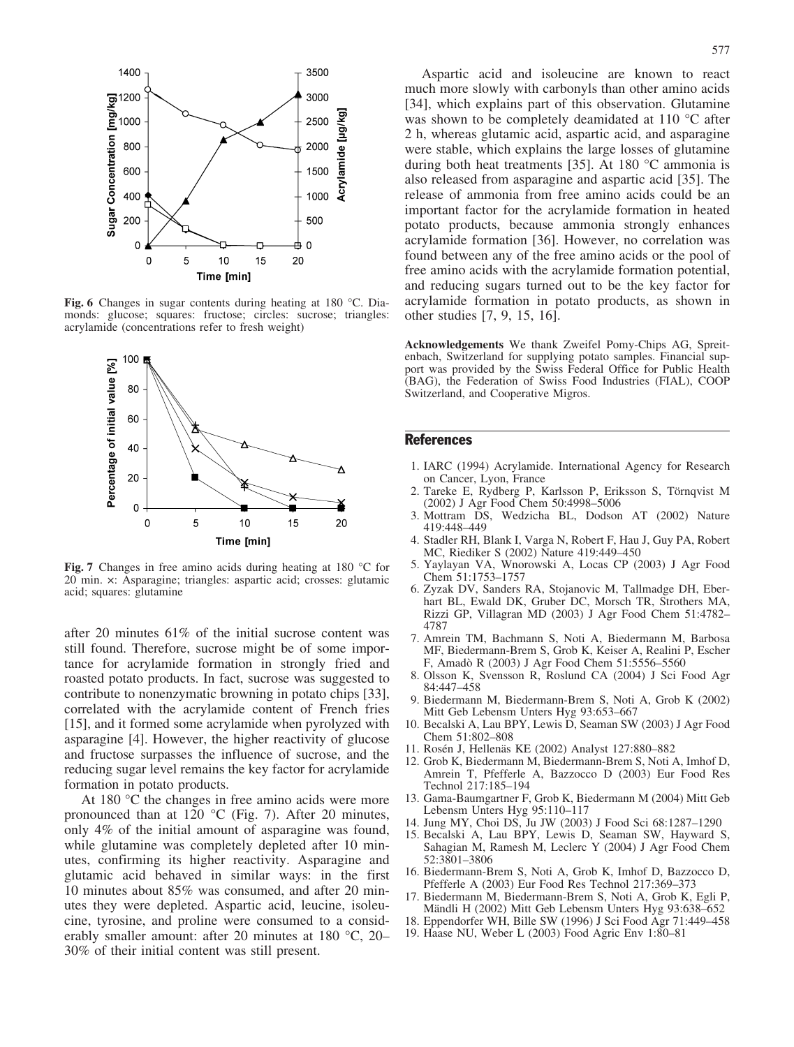Fig. 6 Changes in sugar contents during heating at 180 °C. Diamonds: glucose; squares: fructose; circles: sucrose; triangles: acrylamide (concentrations refer to fresh weight)

Fig. 7 Changes in free amino acids during heating at 180 °C for 20 min. ×: Asparagine; triangles: aspartic acid; crosses: glutamic acid; squares: glutamine

after 20 minutes 61% of the initial sucrose content was still found. Therefore, sucrose might be of some importance for acrylamide formation in strongly fried and roasted potato products. In fact, sucrose was suggested to contribute to nonenzymatic browning in potato chips [33], correlated with the acrylamide content of French fries [15], and it formed some acrylamide when pyrolyzed with asparagine [4]. However, the higher reactivity of glucose and fructose surpasses the influence of sucrose, and the reducing sugar level remains the key factor for acrylamide formation in potato products.

At 180 °C the changes in free amino acids were more pronounced than at 120 °C (Fig. 7). After 20 minutes, only 4% of the initial amount of asparagine was found, while glutamine was completely depleted after 10 minutes, confirming its higher reactivity. Asparagine and glutamic acid behaved in similar ways: in the first 10 minutes about 85% was consumed, and after 20 minutes they were depleted. Aspartic acid, leucine, isoleucine, tyrosine, and proline were consumed to a considerably smaller amount: after 20 minutes at 180 °C, 20–30% of their initial content was still present.

Aspartic acid and isoleucine are known to react much more slowly with carbonyls than other amino acids [34], which explains part of this observation. Glutamine was shown to be completely deamidated at 110 °C after 2 h, whereas glutamic acid, aspartic acid, and asparagine were stable, which explains the large losses of glutamine during both heat treatments [35]. At 180 °C ammonia is also released from asparagine and aspartic acid [35]. The release of ammonia from free amino acids could be an important factor for the acrylamide formation in heated potato products, because ammonia strongly enhances acrylamide formation [36]. However, no correlation was found between any of the free amino acids or the pool of free amino acids with the acrylamide formation potential, and reducing sugars turned out to be the key factor for acrylamide formation in potato products, as shown in other studies [7, 9, 15, 16].

**Acknowledgements** We thank Zweifel Pomy-Chips AG, Spreitenbach, Switzerland for supplying potato samples. Financial support was provided by the Swiss Federal Office for Public Health (BAG), the Federation of Swiss Food Industries (FIAL), COOP Switzerland, and Cooperative Migros.

## References

1. IARC (1994) Acrylamide. International Agency for Research on Cancer, Lyon, France
2. Tareke E, Rydberg P, Karlsson P, Eriksson S, Törnqvist M (2002) J Agr Food Chem 50:4998–5006
3. Mottram DS, Wedzicha BL, Dodson AT (2002) Nature 419:448–449
4. Stadler RH, Blank I, Varga N, Robert F, Hau J, Guy PA, Robert MC, Riediker S (2002) Nature 419:449–450
5. Yaylayan VA, Wnorowski A, Locas CP (2003) J Agr Food Chem 51:1753–1757
6. Zyzak DV, Sanders RA, Stojanovic M, Tallmadge DH, Eberhart BL, Ewald DK, Gruber DC, Morsch TR, Strothers MA, Rizzi GP, Villagran MD (2003) J Agr Food Chem 51:4782–4787
7. Amrein TM, Bachmann S, Noti A, Biedermann M, Barbosa MF, Biedermann-Brem S, Grob K, Keiser A, Realini P, Escher F, Amadò R (2003) J Agr Food Chem 51:5556–5560
8. Olsson K, Svensson R, Roslund CA (2004) J Sci Food Agr 84:447–458
9. Biedermann M, Biedermann-Brem S, Noti A, Grob K (2002) Mitt Geb Lebensm Unters Hyg 93:653–667
10. Becalski A, Lau BPY, Lewis D, Seaman SW (2003) J Agr Food Chem 51:802–808
11. Rosén J, Hellenäs KE (2002) Analyst 127:880–882
12. Grob K, Biedermann M, Biedermann-Brem S, Noti A, Imhof D, Amrein T, Pfefferle A, Bazzocco D (2003) Eur Food Res Technol 217:185–194
13. Gama-Baumgartner F, Grob K, Biedermann M (2004) Mitt Geb Lebensm Unters Hyg 95:110–117
14. Jung MY, Choi DS, Ju JW (2003) J Food Sci 68:1287–1290
15. Becalski A, Lau BPY, Lewis D, Seaman SW, Hayward S, Sahagian M, Ramesh M, Leclerc Y (2004) J Agr Food Chem 52:3801–3806
16. Biedermann-Brem S, Noti A, Grob K, Imhof D, Bazzocco D, Pfefferle A (2003) Eur Food Res Technol 217:369–373
17. Biedermann M, Biedermann-Brem S, Noti A, Grob K, Egli P, Mändli H (2002) Mitt Geb Lebensm Unters Hyg 93:638–652
18. Eppendorfer WH, Bille SW (1996) J Sci Food Agr 71:449–458
19. Haase NU, Weber L (2003) Food Agric Env 1:80–81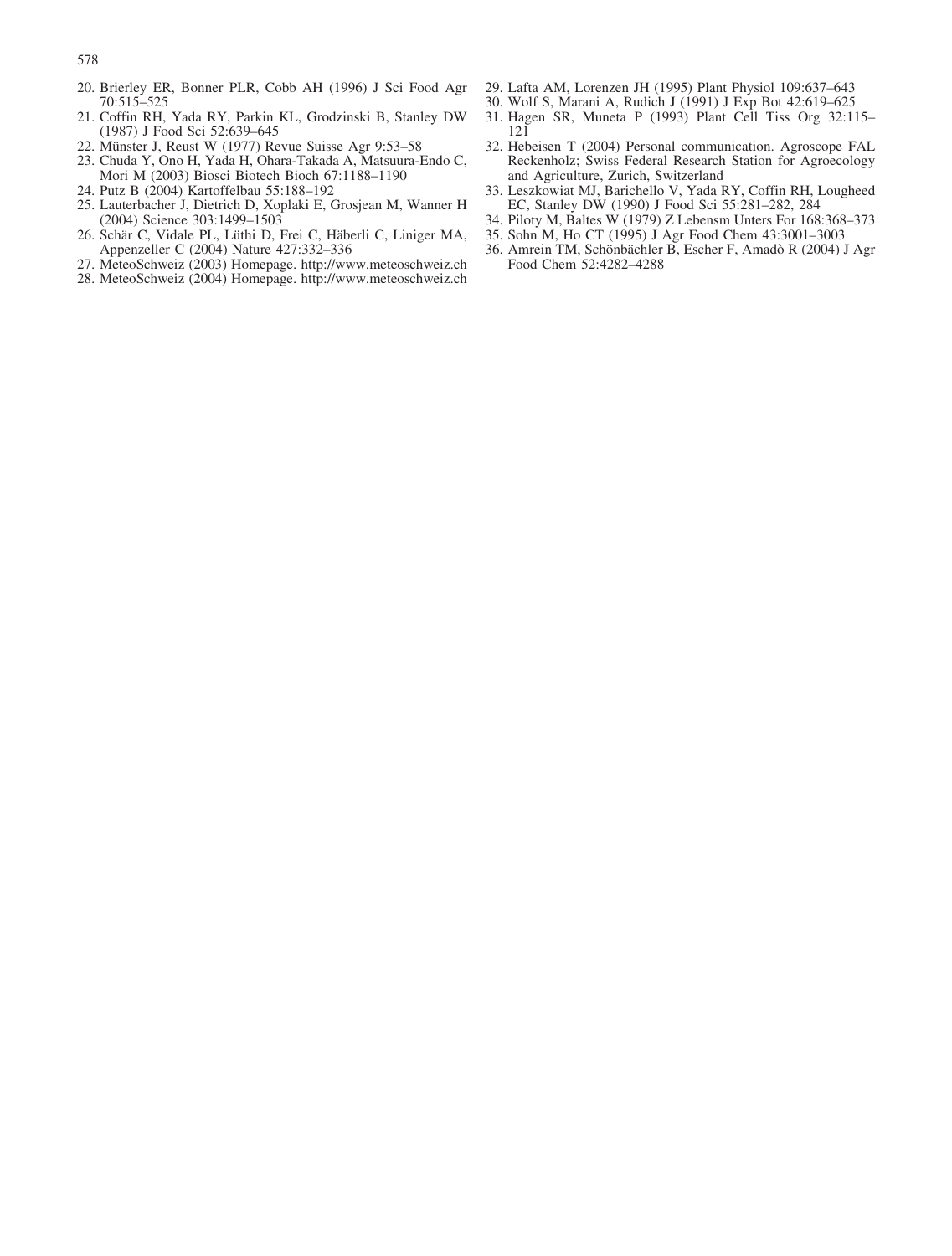20. Brierley ER, Bonner PLR, Cobb AH (1996) J Sci Food Agr 70:515–525
21. Coffin RH, Yada RY, Parkin KL, Grodzinski B, Stanley DW (1987) J Food Sci 52:639–645
22. Münster J, Reust W (1977) Revue Suisse Agr 9:53–58
23. Chuda Y, Ono H, Yada H, Ohara-Takada A, Matsuura-Endo C, Mori M (2003) Biosci Biotech Bioch 67:1188–1190
24. Putz B (2004) Kartoffelbau 55:188–192
25. Lauterbacher J, Dietrich D, Xoplaki E, Grosjean M, Wanner H (2004) Science 303:1499–1503
26. Schär C, Vidale PL, Lüthi D, Frei C, Häberli C, Liniger MA, Appenzeller C (2004) Nature 427:332–336
27. MeteoSchweiz (2003) Homepage. http://www.meteoschweiz.ch
28. MeteoSchweiz (2004) Homepage. http://www.meteoschweiz.ch
29. Lafta AM, Lorenzen JH (1995) Plant Physiol 109:637–643
30. Wolf S, Marani A, Rudich J (1991) J Exp Bot 42:619–625
31. Hagen SR, Muneta P (1993) Plant Cell Tiss Org 32:115–121
32. Hebeisen T (2004) Personal communication. Agroscope FAL Reckenholz; Swiss Federal Research Station for Agroecology and Agriculture, Zurich, Switzerland
33. Leszkowiat MJ, Barichello V, Yada RY, Coffin RH, Lougheed EC, Stanley DW (1990) J Food Sci 55:281–282, 284
34. Piloty M, Baltes W (1979) Z Lebensm Unters For 168:368–373
35. Sohn M, Ho CT (1995) J Agr Food Chem 43:3001–3003
36. Amrein TM, Schönbächler B, Escher F, Amadò R (2004) J Agr Food Chem 52:4282–4288